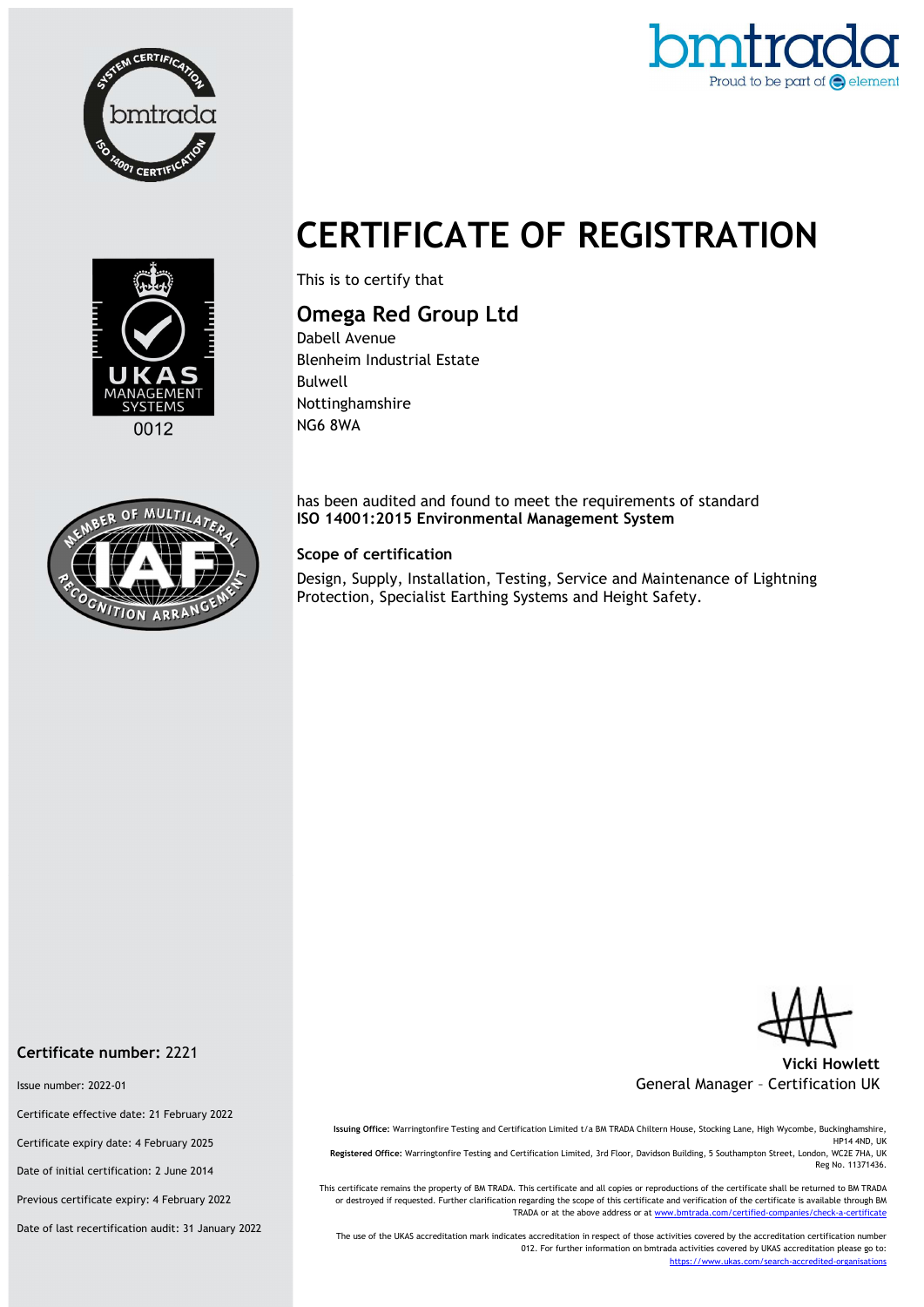bmtrada
Proud to be part of element

# CERTIFICATE OF REGISTRATION

This is to certify that

## Omega Red Group Ltd

Dabell Avenue
Blenheim Industrial Estate
Bulwell
Nottinghamshire
NG6 8WA

has been audited and found to meet the requirements of standard
**ISO 14001:2015 Environmental Management System**

### Scope of certification

Design, Supply, Installation, Testing, Service and Maintenance of Lightning Protection, Specialist Earthing Systems and Height Safety.

**Vicki Howlett**
General Manager – Certification UK

0012

**Certificate number:** 2221

Issue number: 2022-01

Certificate effective date: 21 February 2022

Certificate expiry date: 4 February 2025

Date of initial certification: 2 June 2014

Previous certificate expiry: 4 February 2022

Date of last recertification audit: 31 January 2022

**Issuing Office:** Warringtonfire Testing and Certification Limited t/a BM TRADA Chiltern House, Stocking Lane, High Wycombe, Buckinghamshire, HP14 4ND, UK
**Registered Office:** Warringtonfire Testing and Certification Limited, 3rd Floor, Davidson Building, 5 Southampton Street, London, WC2E 7HA, UK
Reg No. 11371436.

This certificate remains the property of BM TRADA. This certificate and all copies or reproductions of the certificate shall be returned to BM TRADA or destroyed if requested. Further clarification regarding the scope of this certificate and verification of the certificate is available through BM TRADA or at the above address or at www.bmtrada.com/certified-companies/check-a-certificate

The use of the UKAS accreditation mark indicates accreditation in respect of those activities covered by the accreditation certification number 012. For further information on bmtrada activities covered by UKAS accreditation please go to: https://www.ukas.com/search-accredited-organisations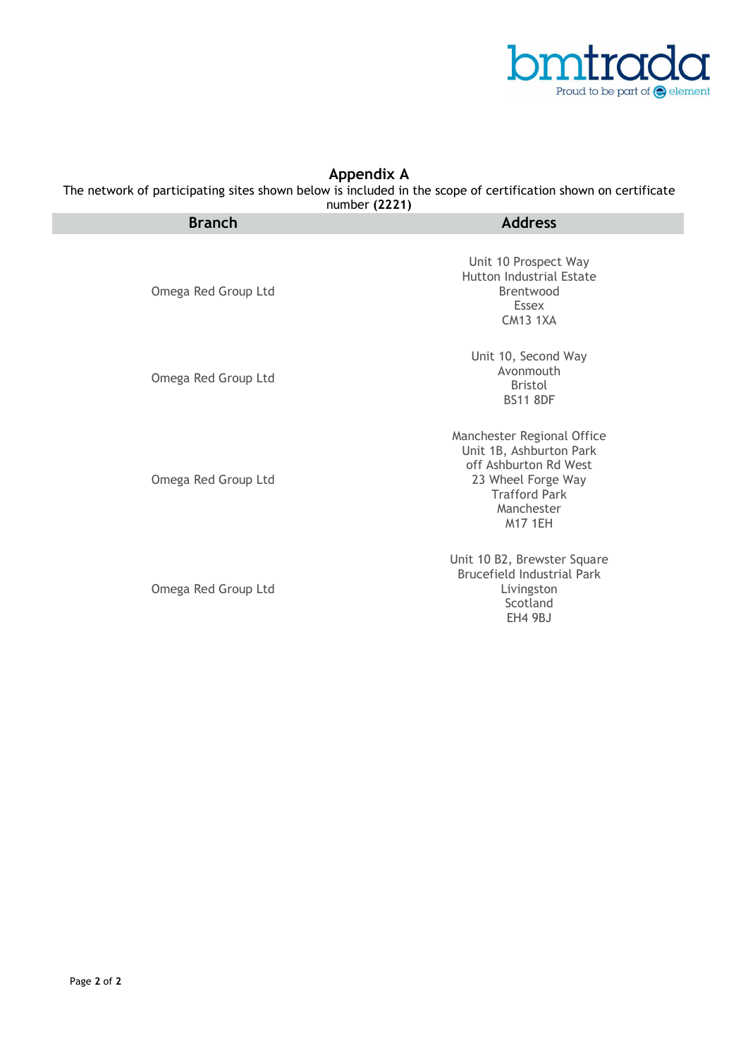# Appendix A

The network of participating sites shown below is included in the scope of certification shown on certificate number **(2221)**

| Branch | Address |
|---|---|
| Omega Red Group Ltd | Unit 10 Prospect Way<br>Hutton Industrial Estate<br>Brentwood<br>Essex<br>CM13 1XA |
| Omega Red Group Ltd | Unit 10, Second Way<br>Avonmouth<br>Bristol<br>BS11 8DF |
| Omega Red Group Ltd | Manchester Regional Office<br>Unit 1B, Ashburton Park<br>off Ashburton Rd West<br>23 Wheel Forge Way<br>Trafford Park<br>Manchester<br>M17 1EH |
| Omega Red Group Ltd | Unit 10 B2, Brewster Square<br>Brucefield Industrial Park<br>Livingston<br>Scotland<br>EH4 9BJ |